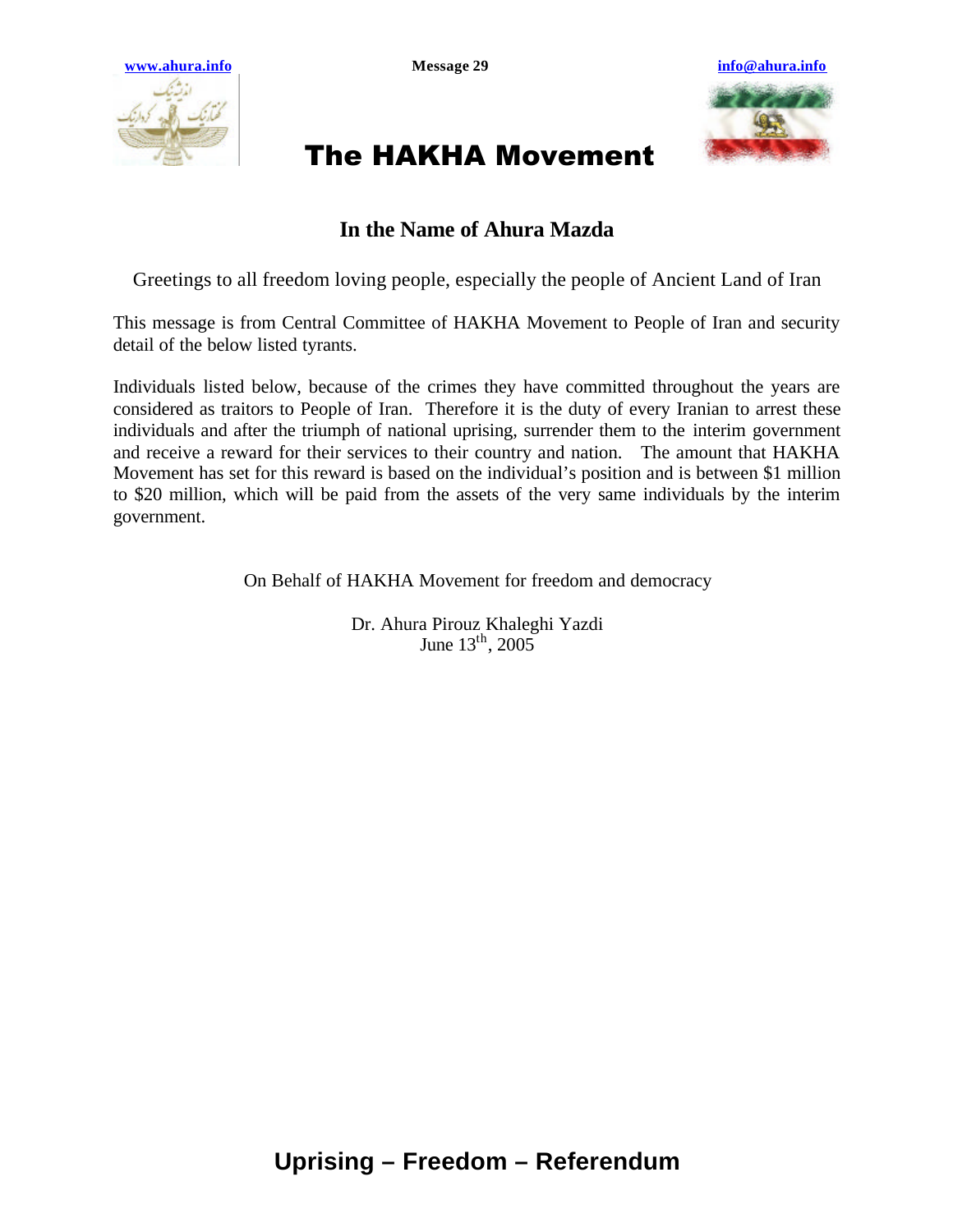# The HAKHA Movement

## In the Name of Ahura Mazda

Greetings to all freedom loving people, especially the people of Ancient Land of Iran

This message is from Central Committee of HAKHA Movement to People of Iran and security detail of the below listed tyrants.

Individuals listed below, because of the crimes they have committed throughout the years are considered as traitors to People of Iran. Therefore it is the duty of every Iranian to arrest these individuals and after the triumph of national uprising, surrender them to the interim government and receive a reward for their services to their country and nation. The amount that HAKHA Movement has set for this reward is based on the individual's position and is between $1 million to $20 million, which will be paid from the assets of the very same individuals by the interim government.

On Behalf of HAKHA Movement for freedom and democracy

Dr. Ahura Pirouz Khaleghi Yazdi
June 13th, 2005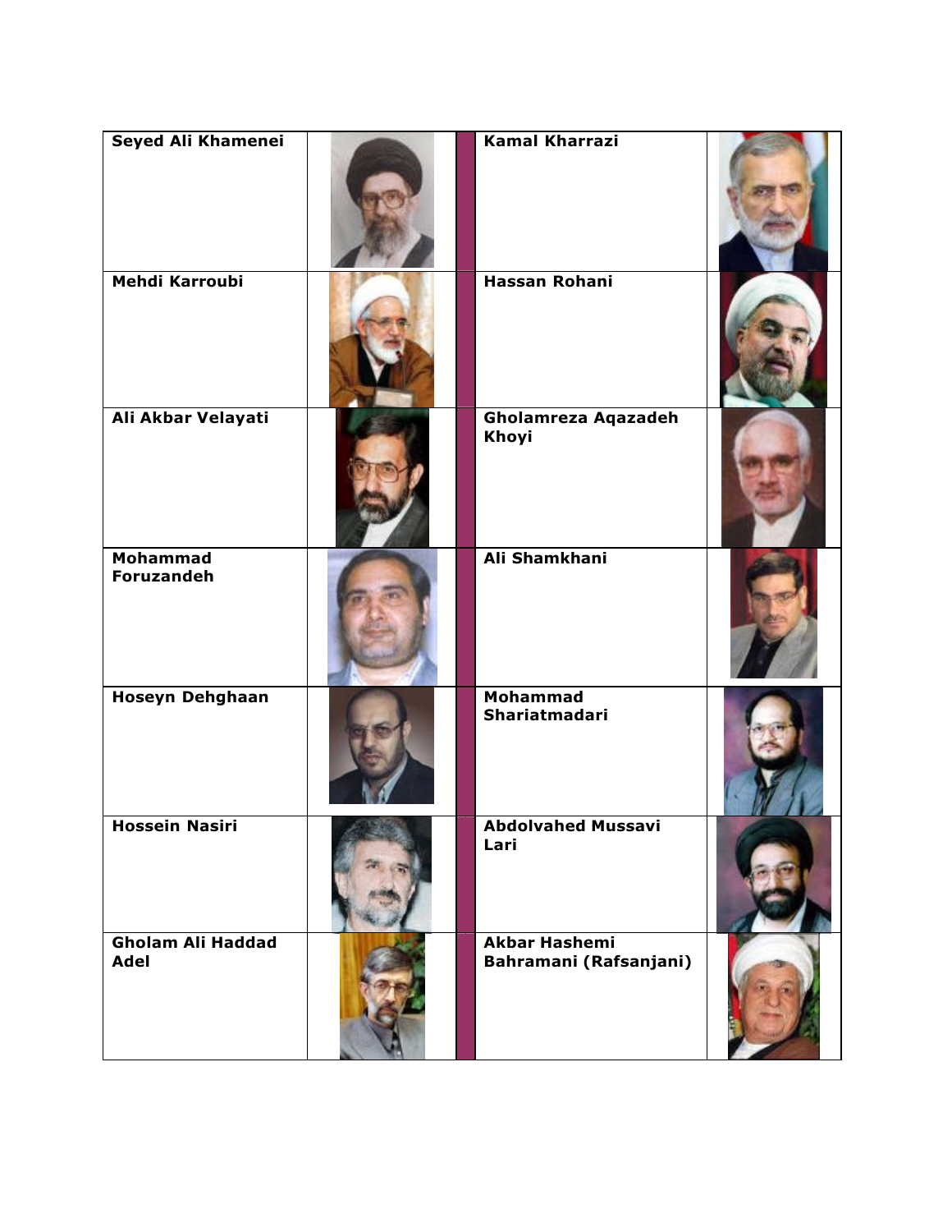| | | | | |
|---|---|---|---|---|
| **Seyed Ali Khamenei** | | | **Kamal Kharrazi** | |
| **Mehdi Karroubi** | | | **Hassan Rohani** | |
| **Ali Akbar Velayati** | | | **Gholamreza Aqazadeh Khoyi** | |
| **Mohammad Foruzandeh** | | | **Ali Shamkhani** | |
| **Hoseyn Dehghaan** | | | **Mohammad Shariatmadari** | |
| **Hossein Nasiri** | | | **Abdolvahed Mussavi Lari** | |
| **Gholam Ali Haddad Adel** | | | **Akbar Hashemi Bahramani (Rafsanjani)** | |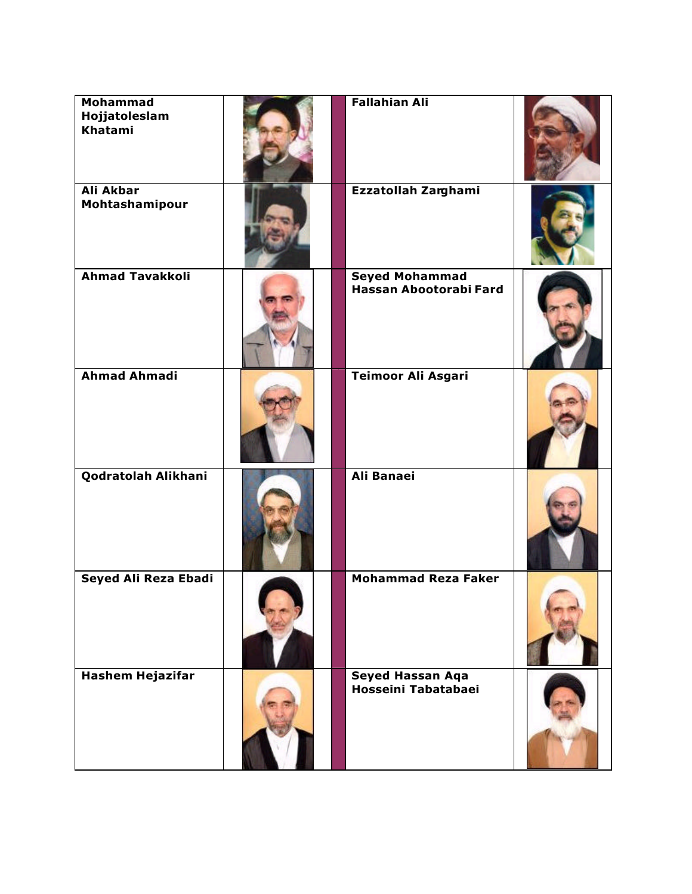| | | | | |
|---|---|---|---|---|
| **Mohammad Hojjatoleslam Khatami** | | | **Fallahian Ali** | |
| **Ali Akbar Mohtashamipour** | | | **Ezzatollah Zarghami** | |
| **Ahmad Tavakkoli** | | | **Seyed Mohammad Hassan Abootorabi Fard** | |
| **Ahmad Ahmadi** | | | **Teimoor Ali Asgari** | |
| **Qodratolah Alikhani** | | | **Ali Banaei** | |
| **Seyed Ali Reza Ebadi** | | | **Mohammad Reza Faker** | |
| **Hashem Hejazifar** | | | **Seyed Hassan Aqa Hosseini Tabatabaei** | |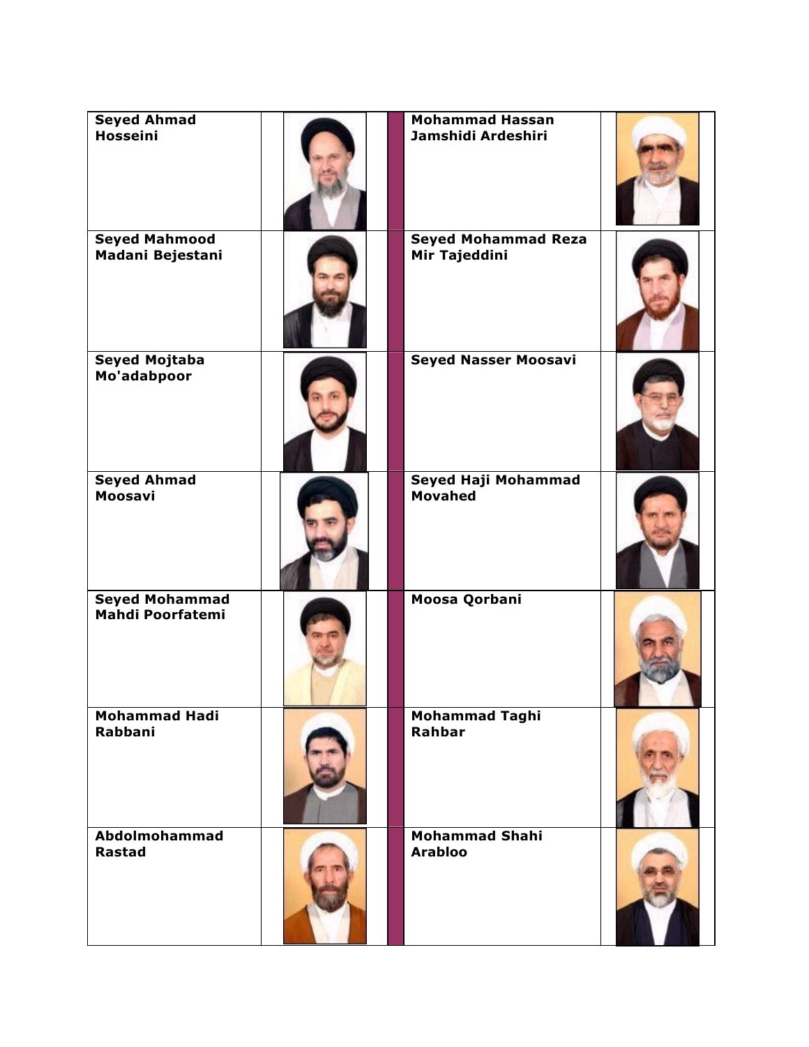| | | | | | |
|---|---|---|---|---|---|
| **Seyed Ahmad Hosseini** | | | **Mohammad Hassan Jamshidi Ardeshiri** | | |
| **Seyed Mahmood Madani Bejestani** | | | **Seyed Mohammad Reza Mir Tajeddini** | | |
| **Seyed Mojtaba Mo'adabpoor** | | | **Seyed Nasser Moosavi** | | |
| **Seyed Ahmad Moosavi** | | | **Seyed Haji Mohammad Movahed** | | |
| **Seyed Mohammad Mahdi Poorfatemi** | | | **Moosa Qorbani** | | |
| **Mohammad Hadi Rabbani** | | | **Mohammad Taghi Rahbar** | | |
| **Abdolmohammad Rastad** | | | **Mohammad Shahi Arabloo** | | |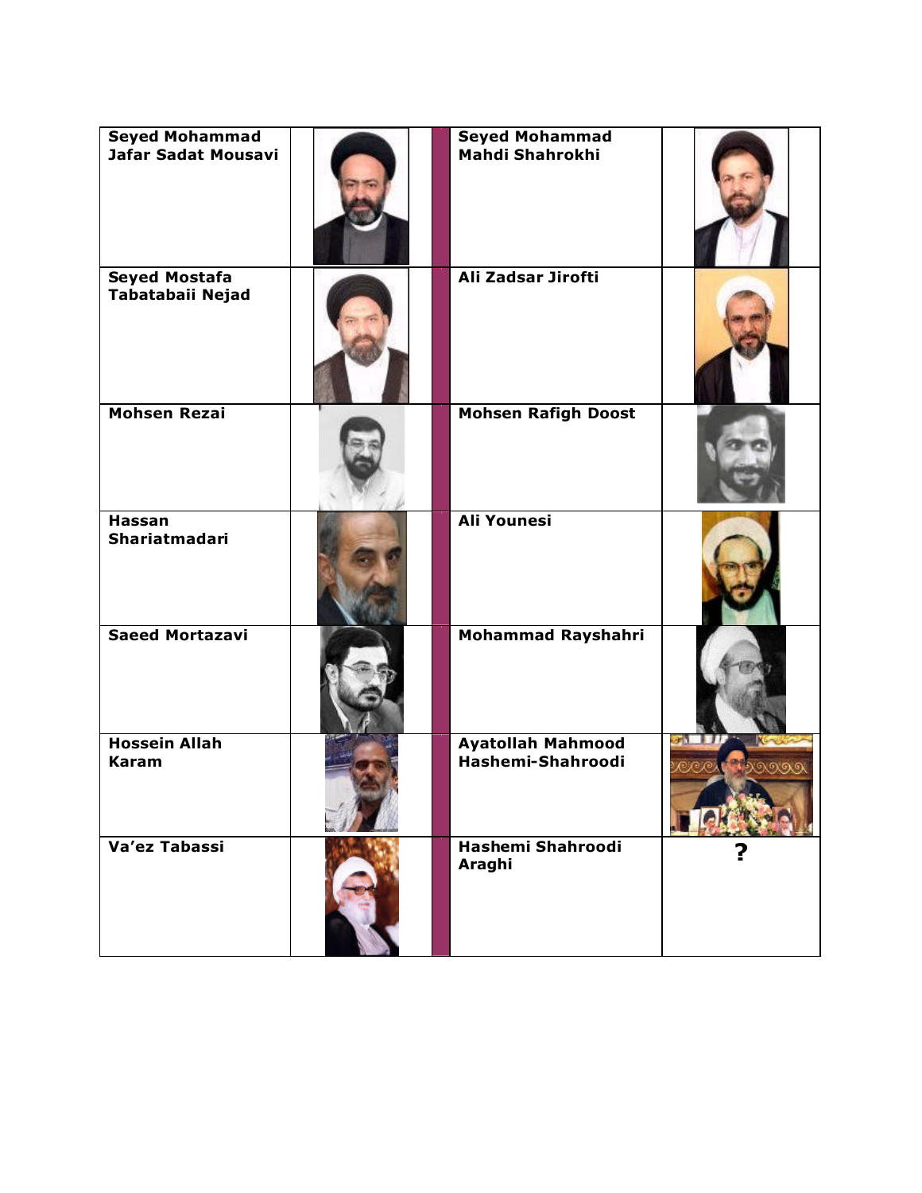| | | | |
|---|---|---|---|
| **Seyed Mohammad Jafar Sadat Mousavi** | | **Seyed Mohammad Mahdi Shahrokhi** | |
| **Seyed Mostafa Tabatabaii Nejad** | | **Ali Zadsar Jirofti** | |
| **Mohsen Rezai** | | **Mohsen Rafigh Doost** | |
| **Hassan Shariatmadari** | | **Ali Younesi** | |
| **Saeed Mortazavi** | | **Mohammad Rayshahri** | |
| **Hossein Allah Karam** | | **Ayatollah Mahmood Hashemi-Shahroodi** | |
| **Va'ez Tabassi** | | **Hashemi Shahroodi Araghi** | **?** |